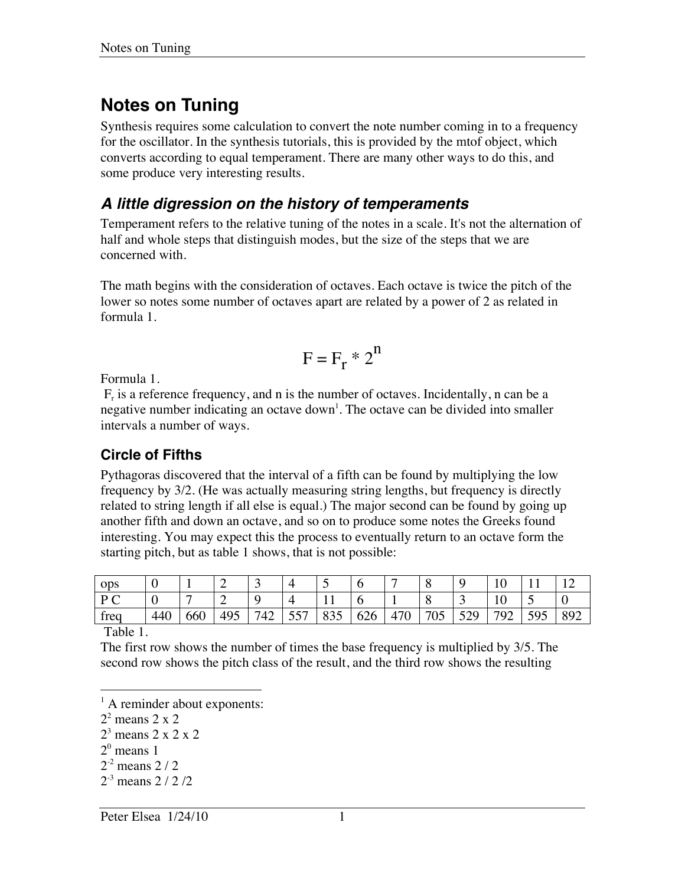# Notes on Tuning

Synthesis requires some calculation to convert the note number coming in to a frequency for the oscillator. In the synthesis tutorials, this is provided by the mtof object, which converts according to equal temperament. There are many other ways to do this, and some produce very interesting results.

## *A little digression on the history of temperaments*

Temperament refers to the relative tuning of the notes in a scale. It's not the alternation of half and whole steps that distinguish modes, but the size of the steps that we are concerned with.

The math begins with the consideration of octaves. Each octave is twice the pitch of the lower so notes some number of octaves apart are related by a power of 2 as related in formula 1.

$$F = F_r * 2^n$$

Formula 1.

$F_r$ is a reference frequency, and n is the number of octaves. Incidentally, n can be a negative number indicating an octave down[1]. The octave can be divided into smaller intervals a number of ways.

### Circle of Fifths

Pythagoras discovered that the interval of a fifth can be found by multiplying the low frequency by 3/2. (He was actually measuring string lengths, but frequency is directly related to string length if all else is equal.) The major second can be found by going up another fifth and down an octave, and so on to produce some notes the Greeks found interesting. You may expect this the process to eventually return to an octave form the starting pitch, but as table 1 shows, that is not possible:

| ops | 0 | 1 | 2 | 3 | 4 | 5 | 6 | 7 | 8 | 9 | 10 | 11 | 12 |
|---|---|---|---|---|---|---|---|---|---|---|---|---|---|
| P C | 0 | 7 | 2 | 9 | 4 | 11 | 6 | 1 | 8 | 3 | 10 | 5 | 0 |
| freq | 440 | 660 | 495 | 742 | 557 | 835 | 626 | 470 | 705 | 529 | 792 | 595 | 892 |

Table 1.

The first row shows the number of times the base frequency is multiplied by 3/5. The second row shows the pitch class of the result, and the third row shows the resulting

---

[1] A reminder about exponents:
$2^2$ means 2 x 2
$2^3$ means 2 x 2 x 2
$2^0$ means 1
$2^{-2}$ means 2 / 2
$2^{-3}$ means 2 / 2 /2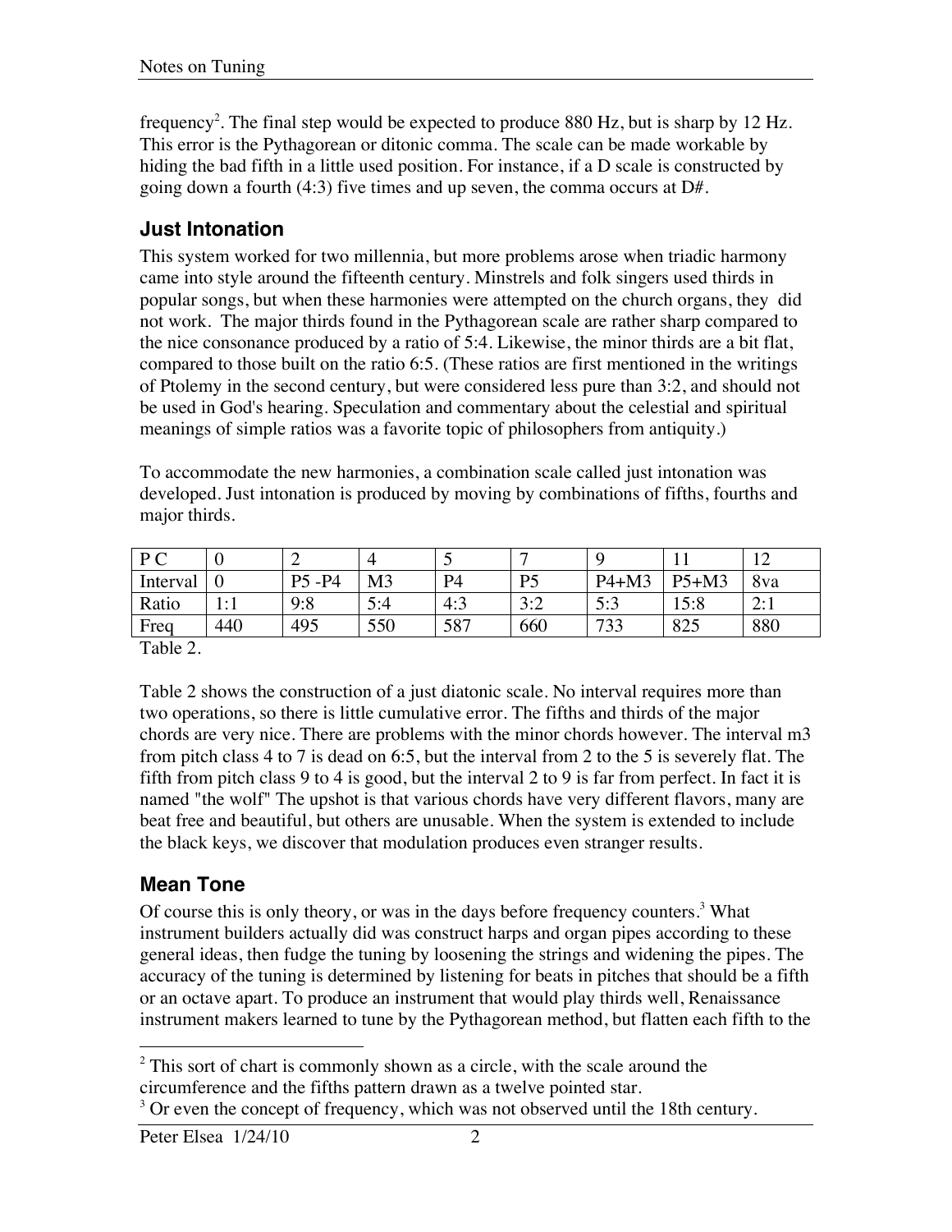frequency[2]. The final step would be expected to produce 880 Hz, but is sharp by 12 Hz. This error is the Pythagorean or ditonic comma. The scale can be made workable by hiding the bad fifth in a little used position. For instance, if a D scale is constructed by going down a fourth (4:3) five times and up seven, the comma occurs at D#.

## Just Intonation

This system worked for two millennia, but more problems arose when triadic harmony came into style around the fifteenth century. Minstrels and folk singers used thirds in popular songs, but when these harmonies were attempted on the church organs, they did not work. The major thirds found in the Pythagorean scale are rather sharp compared to the nice consonance produced by a ratio of 5:4. Likewise, the minor thirds are a bit flat, compared to those built on the ratio 6:5. (These ratios are first mentioned in the writings of Ptolemy in the second century, but were considered less pure than 3:2, and should not be used in God's hearing. Speculation and commentary about the celestial and spiritual meanings of simple ratios was a favorite topic of philosophers from antiquity.)

To accommodate the new harmonies, a combination scale called just intonation was developed. Just intonation is produced by moving by combinations of fifths, fourths and major thirds.

| P C | 0 | 2 | 4 | 5 | 7 | 9 | 11 | 12 |
|---|---|---|---|---|---|---|---|---|
| Interval | 0 | P5 -P4 | M3 | P4 | P5 | P4+M3 | P5+M3 | 8va |
| Ratio | 1:1 | 9:8 | 5:4 | 4:3 | 3:2 | 5:3 | 15:8 | 2:1 |
| Freq | 440 | 495 | 550 | 587 | 660 | 733 | 825 | 880 |

Table 2.

Table 2 shows the construction of a just diatonic scale. No interval requires more than two operations, so there is little cumulative error. The fifths and thirds of the major chords are very nice. There are problems with the minor chords however. The interval m3 from pitch class 4 to 7 is dead on 6:5, but the interval from 2 to the 5 is severely flat. The fifth from pitch class 9 to 4 is good, but the interval 2 to 9 is far from perfect. In fact it is named "the wolf" The upshot is that various chords have very different flavors, many are beat free and beautiful, but others are unusable. When the system is extended to include the black keys, we discover that modulation produces even stranger results.

## Mean Tone

Of course this is only theory, or was in the days before frequency counters.[3] What instrument builders actually did was construct harps and organ pipes according to these general ideas, then fudge the tuning by loosening the strings and widening the pipes. The accuracy of the tuning is determined by listening for beats in pitches that should be a fifth or an octave apart. To produce an instrument that would play thirds well, Renaissance instrument makers learned to tune by the Pythagorean method, but flatten each fifth to the

[2] This sort of chart is commonly shown as a circle, with the scale around the circumference and the fifths pattern drawn as a twelve pointed star.

[3] Or even the concept of frequency, which was not observed until the 18th century.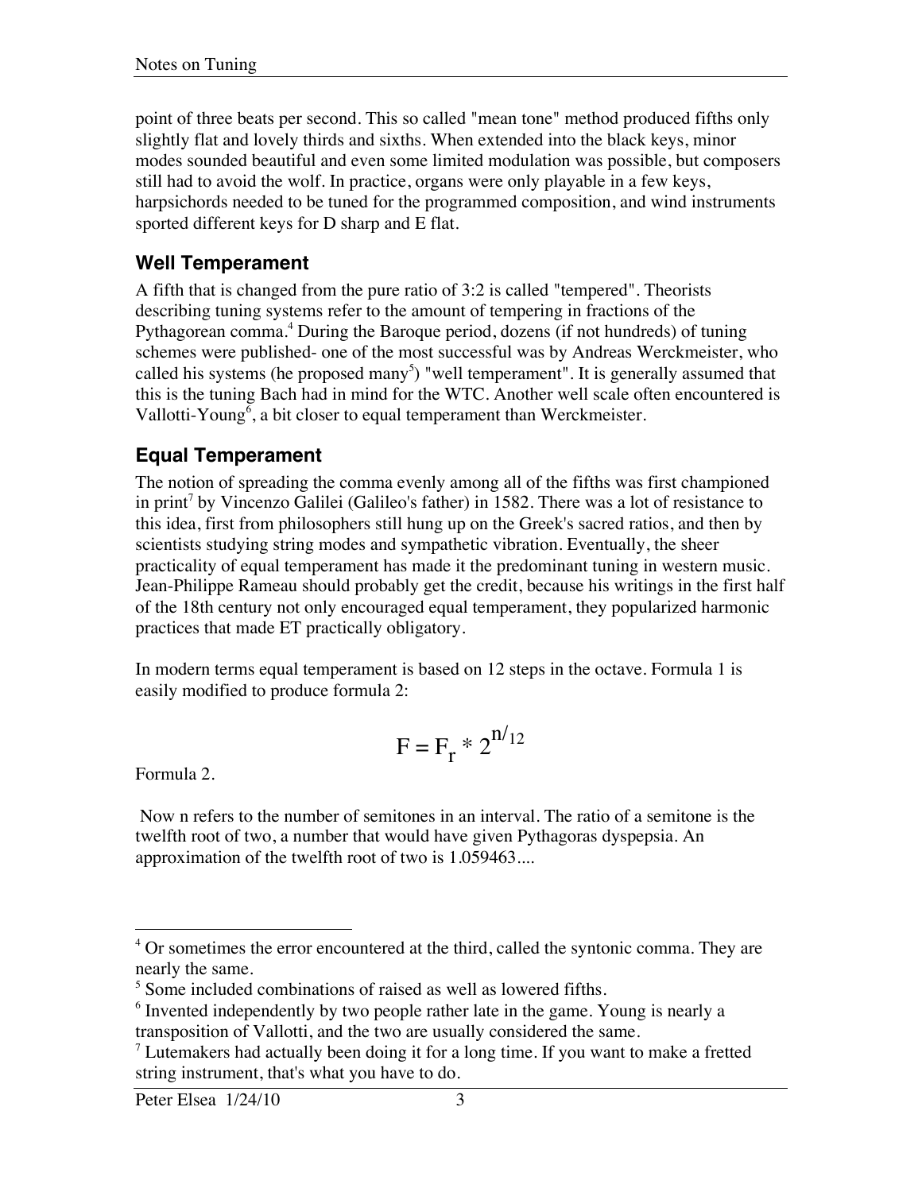point of three beats per second. This so called "mean tone" method produced fifths only slightly flat and lovely thirds and sixths. When extended into the black keys, minor modes sounded beautiful and even some limited modulation was possible, but composers still had to avoid the wolf. In practice, organs were only playable in a few keys, harpsichords needed to be tuned for the programmed composition, and wind instruments sported different keys for D sharp and E flat.

## Well Temperament

A fifth that is changed from the pure ratio of 3:2 is called "tempered". Theorists describing tuning systems refer to the amount of tempering in fractions of the Pythagorean comma.[4] During the Baroque period, dozens (if not hundreds) of tuning schemes were published- one of the most successful was by Andreas Werckmeister, who called his systems (he proposed many[5]) "well temperament". It is generally assumed that this is the tuning Bach had in mind for the WTC. Another well scale often encountered is Vallotti-Young[6], a bit closer to equal temperament than Werckmeister.

## Equal Temperament

The notion of spreading the comma evenly among all of the fifths was first championed in print[7] by Vincenzo Galilei (Galileo's father) in 1582. There was a lot of resistance to this idea, first from philosophers still hung up on the Greek's sacred ratios, and then by scientists studying string modes and sympathetic vibration. Eventually, the sheer practicality of equal temperament has made it the predominant tuning in western music. Jean-Philippe Rameau should probably get the credit, because his writings in the first half of the 18th century not only encouraged equal temperament, they popularized harmonic practices that made ET practically obligatory.

In modern terms equal temperament is based on 12 steps in the octave. Formula 1 is easily modified to produce formula 2:

$$F = F_r * 2^{n/12}$$

Formula 2.

Now n refers to the number of semitones in an interval. The ratio of a semitone is the twelfth root of two, a number that would have given Pythagoras dyspepsia. An approximation of the twelfth root of two is 1.059463....

---

[4] Or sometimes the error encountered at the third, called the syntonic comma. They are nearly the same.

[5] Some included combinations of raised as well as lowered fifths.

[6] Invented independently by two people rather late in the game. Young is nearly a transposition of Vallotti, and the two are usually considered the same.

[7] Lutemakers had actually been doing it for a long time. If you want to make a fretted string instrument, that's what you have to do.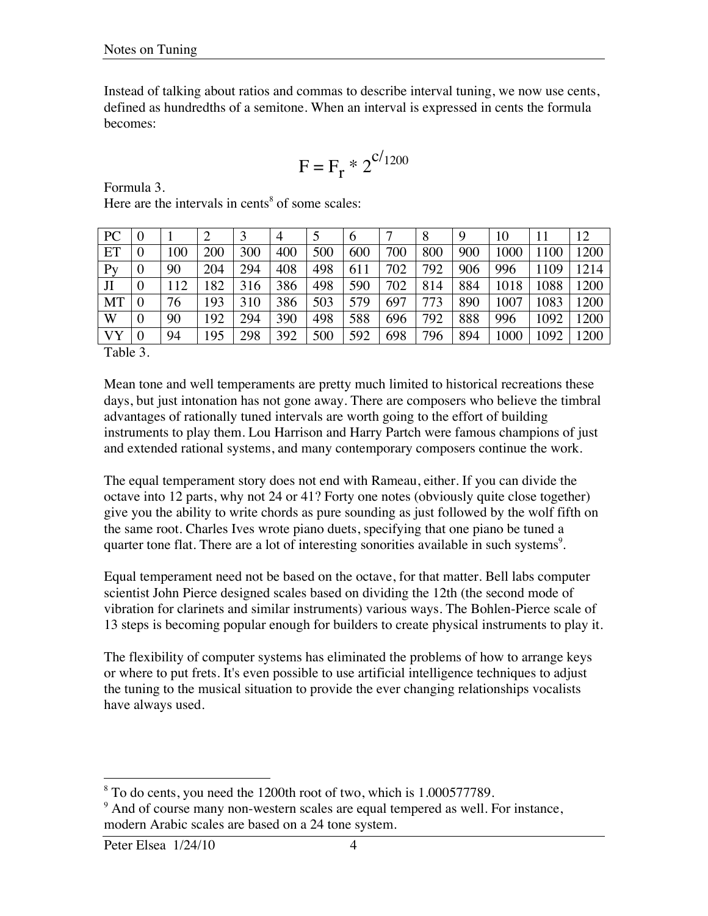Instead of talking about ratios and commas to describe interval tuning, we now use cents, defined as hundredths of a semitone. When an interval is expressed in cents the formula becomes:

$$F = F_r * 2^{c/1200}$$

Formula 3.

Here are the intervals in cents[8] of some scales:

| PC | 0 | 1 | 2 | 3 | 4 | 5 | 6 | 7 | 8 | 9 | 10 | 11 | 12 |
|---|---|---|---|---|---|---|---|---|---|---|---|---|---|
| ET | 0 | 100 | 200 | 300 | 400 | 500 | 600 | 700 | 800 | 900 | 1000 | 1100 | 1200 |
| Py | 0 | 90 | 204 | 294 | 408 | 498 | 611 | 702 | 792 | 906 | 996 | 1109 | 1214 |
| JI | 0 | 112 | 182 | 316 | 386 | 498 | 590 | 702 | 814 | 884 | 1018 | 1088 | 1200 |
| MT | 0 | 76 | 193 | 310 | 386 | 503 | 579 | 697 | 773 | 890 | 1007 | 1083 | 1200 |
| W | 0 | 90 | 192 | 294 | 390 | 498 | 588 | 696 | 792 | 888 | 996 | 1092 | 1200 |
| VY | 0 | 94 | 195 | 298 | 392 | 500 | 592 | 698 | 796 | 894 | 1000 | 1092 | 1200 |

Table 3.

Mean tone and well temperaments are pretty much limited to historical recreations these days, but just intonation has not gone away. There are composers who believe the timbral advantages of rationally tuned intervals are worth going to the effort of building instruments to play them. Lou Harrison and Harry Partch were famous champions of just and extended rational systems, and many contemporary composers continue the work.

The equal temperament story does not end with Rameau, either. If you can divide the octave into 12 parts, why not 24 or 41? Forty one notes (obviously quite close together) give you the ability to write chords as pure sounding as just followed by the wolf fifth on the same root. Charles Ives wrote piano duets, specifying that one piano be tuned a quarter tone flat. There are a lot of interesting sonorities available in such systems[9].

Equal temperament need not be based on the octave, for that matter. Bell labs computer scientist John Pierce designed scales based on dividing the 12th (the second mode of vibration for clarinets and similar instruments) various ways. The Bohlen-Pierce scale of 13 steps is becoming popular enough for builders to create physical instruments to play it.

The flexibility of computer systems has eliminated the problems of how to arrange keys or where to put frets. It's even possible to use artificial intelligence techniques to adjust the tuning to the musical situation to provide the ever changing relationships vocalists have always used.

---

[8] To do cents, you need the 1200th root of two, which is 1.000577789.

[9] And of course many non-western scales are equal tempered as well. For instance, modern Arabic scales are based on a 24 tone system.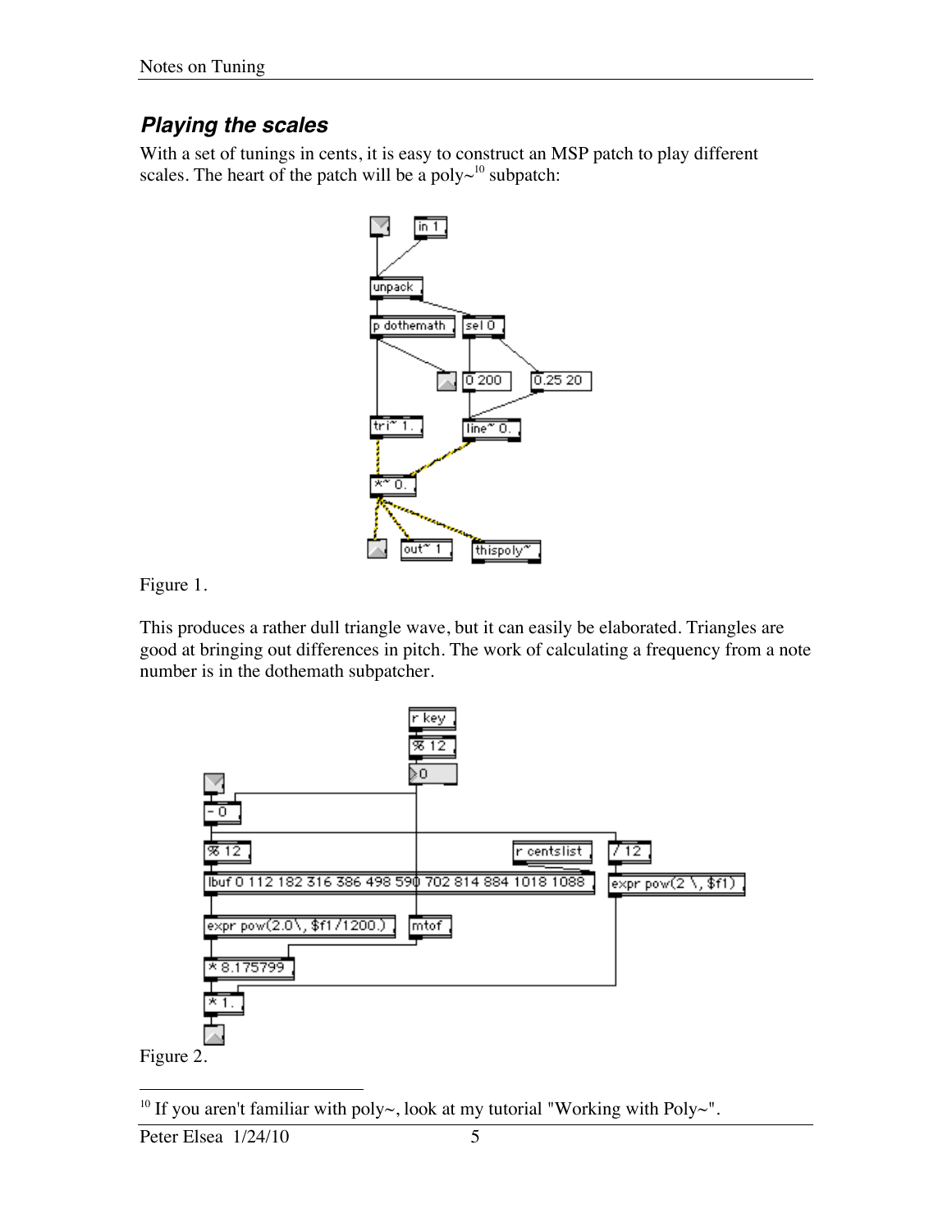### *Playing the scales*

With a set of tunings in cents, it is easy to construct an MSP patch to play different scales. The heart of the patch will be a poly~[10] subpatch:

Figure 1.

This produces a rather dull triangle wave, but it can easily be elaborated. Triangles are good at bringing out differences in pitch. The work of calculating a frequency from a note number is in the dothemath subpatcher.

Figure 2.

[10] If you aren't familiar with poly~, look at my tutorial "Working with Poly~".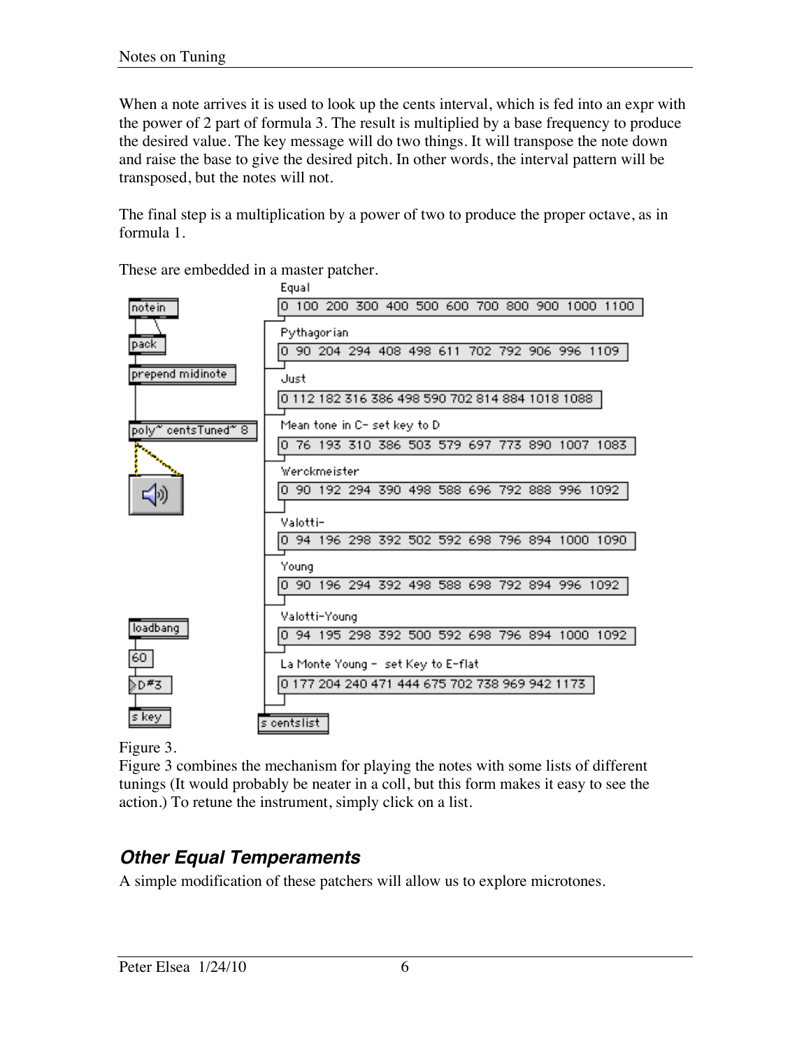When a note arrives it is used to look up the cents interval, which is fed into an expr with the power of 2 part of formula 3. The result is multiplied by a base frequency to produce the desired value. The key message will do two things. It will transpose the note down and raise the base to give the desired pitch. In other words, the interval pattern will be transposed, but the notes will not.

The final step is a multiplication by a power of two to produce the proper octave, as in formula 1.

These are embedded in a master patcher.

notein

pack

prepend midinote

poly~ centsTuned~ 8

loadbang

60

D#3

s key

Equal

0 100 200 300 400 500 600 700 800 900 1000 1100

Pythagorian

0 90 204 294 408 498 611 702 792 906 996 1109

Just

0 112 182 316 386 498 590 702 814 884 1018 1088

Mean tone in C- set key to D

0 76 193 310 386 503 579 697 773 890 1007 1083

Werckmeister

0 90 192 294 390 498 588 696 792 888 996 1092

Valotti-

0 94 196 298 392 502 592 698 796 894 1000 1090

Young

0 90 196 294 392 498 588 698 792 894 996 1092

Valotti-Young

0 94 195 298 392 500 592 698 796 894 1000 1092

La Monte Young - set Key to E-flat

0 177 204 240 471 444 675 702 738 969 942 1173

s centslist

Figure 3.

Figure 3 combines the mechanism for playing the notes with some lists of different tunings (It would probably be neater in a coll, but this form makes it easy to see the action.) To retune the instrument, simply click on a list.

## *Other Equal Temperaments*

A simple modification of these patchers will allow us to explore microtones.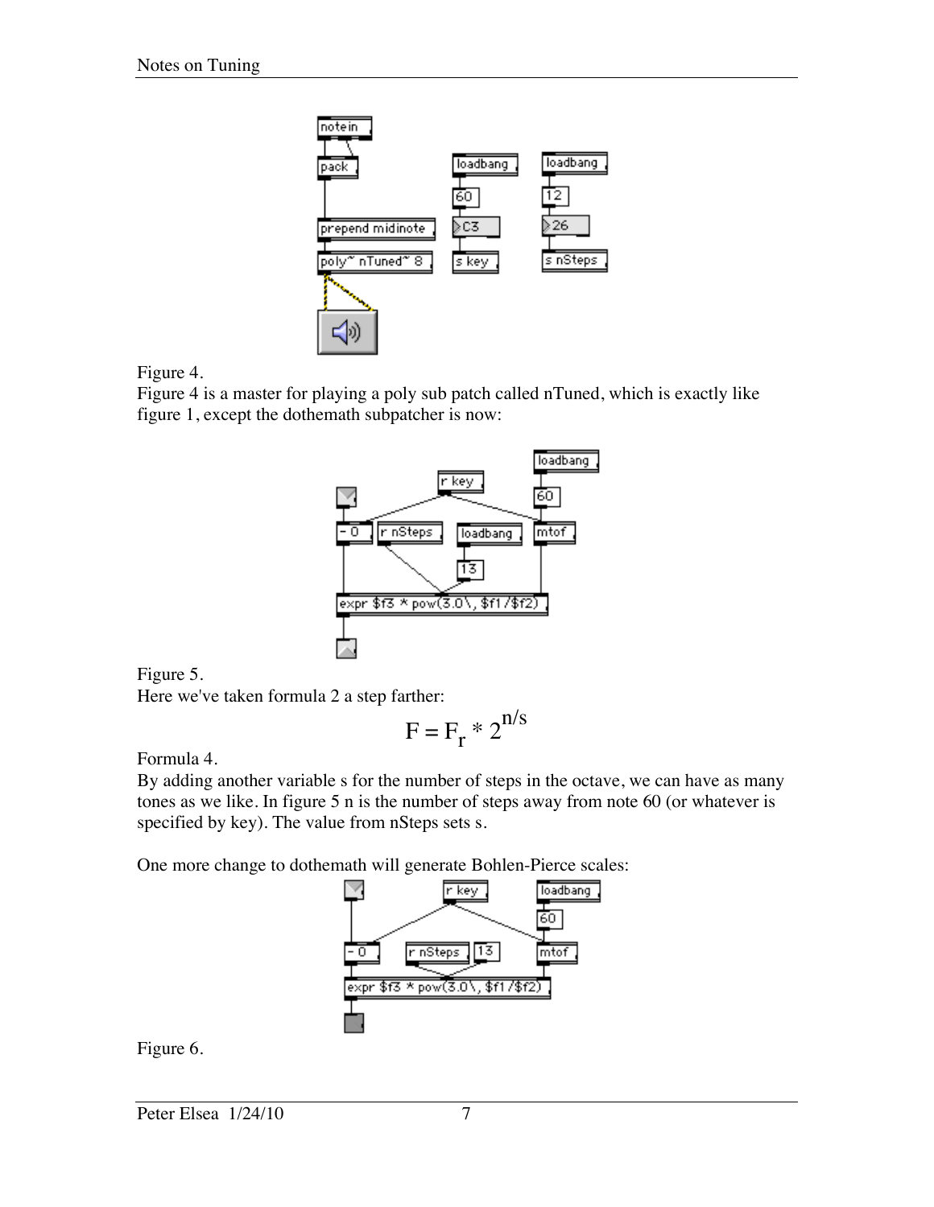Figure 4.

Figure 4 is a master for playing a poly sub patch called nTuned, which is exactly like figure 1, except the dothemath subpatcher is now:

Figure 5.

Here we've taken formula 2 a step farther:

$$F = F_r * 2^{n/s}$$

Formula 4.

By adding another variable s for the number of steps in the octave, we can have as many tones as we like. In figure 5 n is the number of steps away from note 60 (or whatever is specified by key). The value from nSteps sets s.

One more change to dothemath will generate Bohlen-Pierce scales:

Figure 6.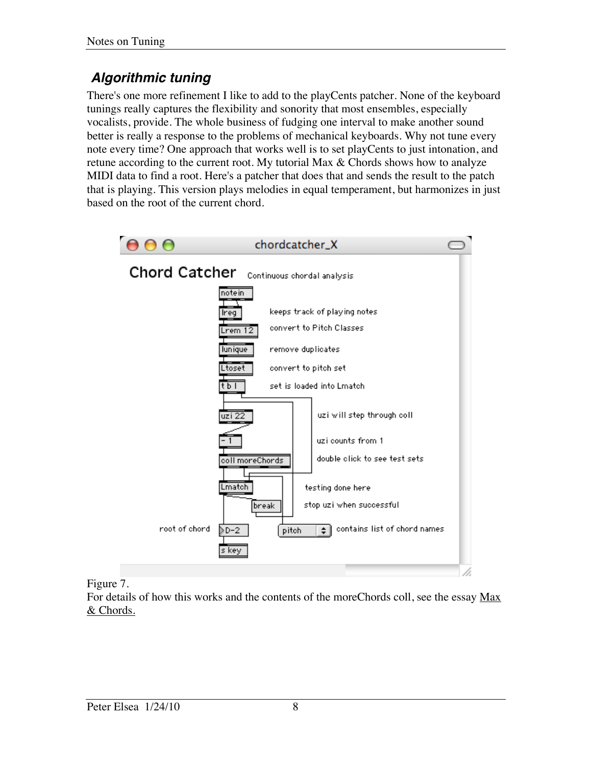### *Algorithmic tuning*

There's one more refinement I like to add to the playCents patcher. None of the keyboard tunings really captures the flexibility and sonority that most ensembles, especially vocalists, provide. The whole business of fudging one interval to make another sound better is really a response to the problems of mechanical keyboards. Why not tune every note every time? One approach that works well is to set playCents to just intonation, and retune according to the current root. My tutorial Max & Chords shows how to analyze MIDI data to find a root. Here's a patcher that does that and sends the result to the patch that is playing. This version plays melodies in equal temperament, but harmonizes in just based on the root of the current chord.

Figure 7.

For details of how this works and the contents of the moreChords coll, see the essay Max & Chords.